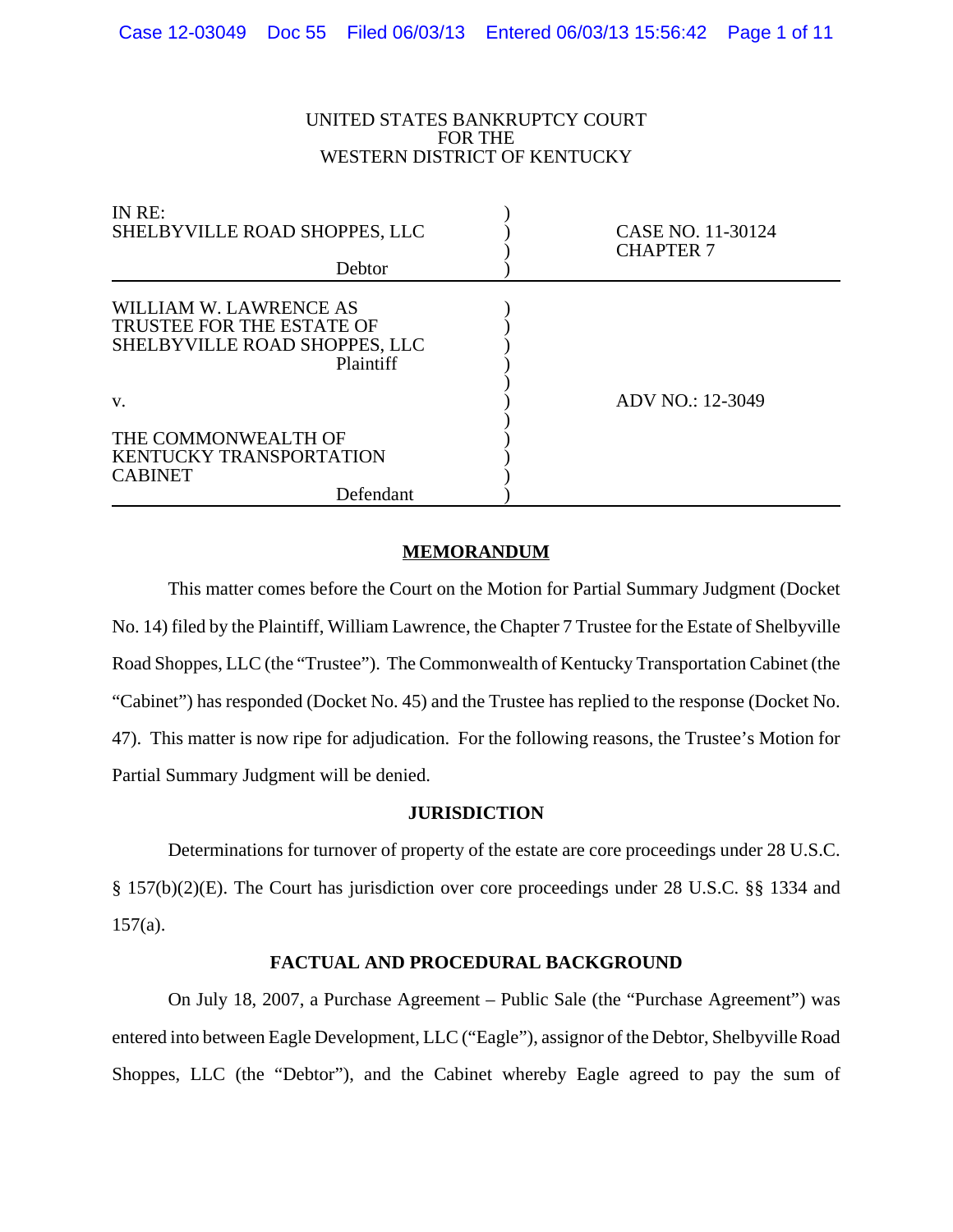UNITED STATES BANKRUPTCY COURT
FOR THE
WESTERN DISTRICT OF KENTUCKY

| | | |
|---|---|---|
| IN RE:<br>SHELBYVILLE ROAD SHOPPES, LLC<br>Debtor | ) | CASE NO. 11-30124<br>CHAPTER 7 |
| WILLIAM W. LAWRENCE AS TRUSTEE FOR THE ESTATE OF SHELBYVILLE ROAD SHOPPES, LLC<br>Plaintiff<br><br>v.<br><br>THE COMMONWEALTH OF KENTUCKY TRANSPORTATION CABINET<br>Defendant | ) | ADV NO.: 12-3049 |

## MEMORANDUM

This matter comes before the Court on the Motion for Partial Summary Judgment (Docket No. 14) filed by the Plaintiff, William Lawrence, the Chapter 7 Trustee for the Estate of Shelbyville Road Shoppes, LLC (the "Trustee"). The Commonwealth of Kentucky Transportation Cabinet (the "Cabinet") has responded (Docket No. 45) and the Trustee has replied to the response (Docket No. 47). This matter is now ripe for adjudication. For the following reasons, the Trustee's Motion for Partial Summary Judgment will be denied.

## JURISDICTION

Determinations for turnover of property of the estate are core proceedings under 28 U.S.C. § 157(b)(2)(E). The Court has jurisdiction over core proceedings under 28 U.S.C. §§ 1334 and 157(a).

## FACTUAL AND PROCEDURAL BACKGROUND

On July 18, 2007, a Purchase Agreement – Public Sale (the "Purchase Agreement") was entered into between Eagle Development, LLC ("Eagle"), assignor of the Debtor, Shelbyville Road Shoppes, LLC (the "Debtor"), and the Cabinet whereby Eagle agreed to pay the sum of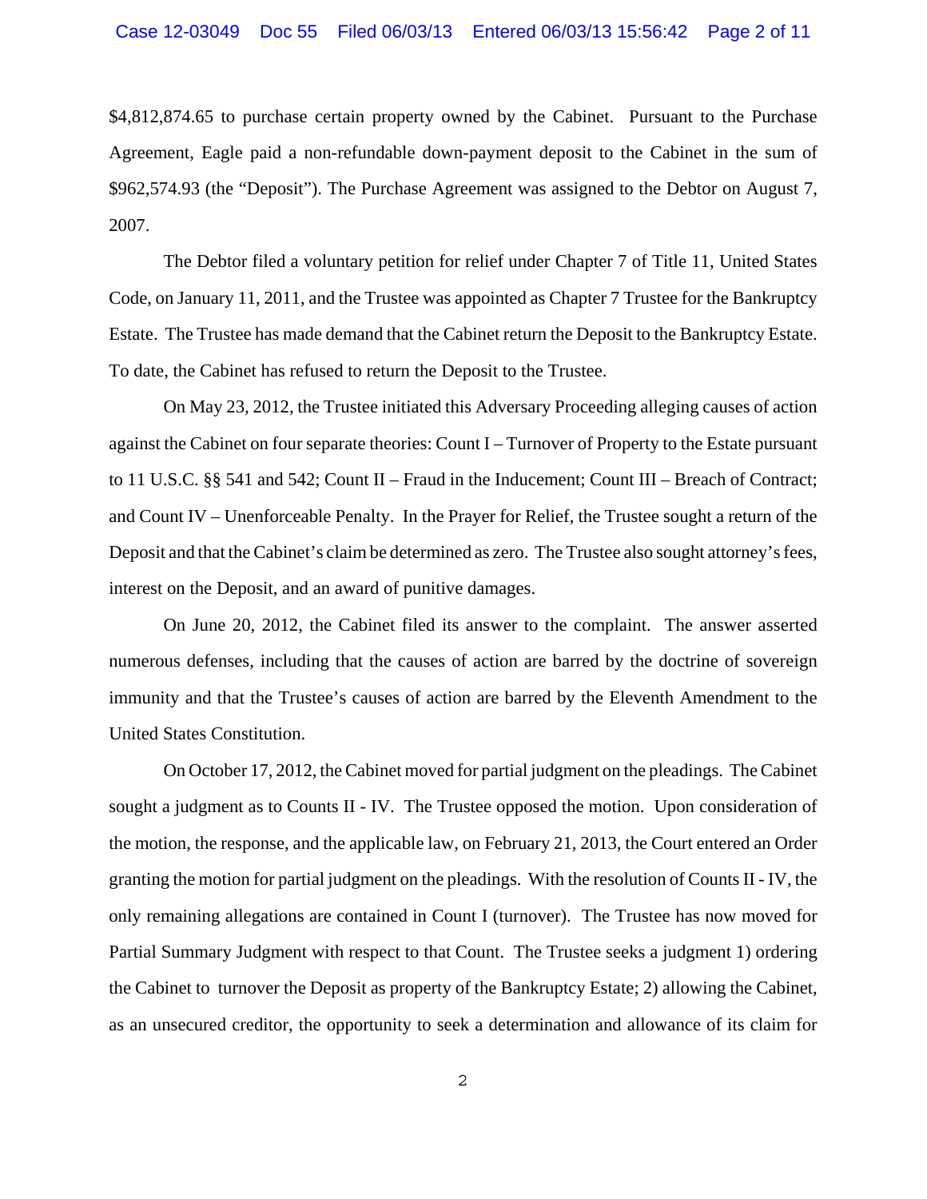$4,812,874.65 to purchase certain property owned by the Cabinet. Pursuant to the Purchase Agreement, Eagle paid a non-refundable down-payment deposit to the Cabinet in the sum of $962,574.93 (the "Deposit"). The Purchase Agreement was assigned to the Debtor on August 7, 2007.

The Debtor filed a voluntary petition for relief under Chapter 7 of Title 11, United States Code, on January 11, 2011, and the Trustee was appointed as Chapter 7 Trustee for the Bankruptcy Estate. The Trustee has made demand that the Cabinet return the Deposit to the Bankruptcy Estate. To date, the Cabinet has refused to return the Deposit to the Trustee.

On May 23, 2012, the Trustee initiated this Adversary Proceeding alleging causes of action against the Cabinet on four separate theories: Count I – Turnover of Property to the Estate pursuant to 11 U.S.C. §§ 541 and 542; Count II – Fraud in the Inducement; Count III – Breach of Contract; and Count IV – Unenforceable Penalty. In the Prayer for Relief, the Trustee sought a return of the Deposit and that the Cabinet's claim be determined as zero. The Trustee also sought attorney's fees, interest on the Deposit, and an award of punitive damages.

On June 20, 2012, the Cabinet filed its answer to the complaint. The answer asserted numerous defenses, including that the causes of action are barred by the doctrine of sovereign immunity and that the Trustee's causes of action are barred by the Eleventh Amendment to the United States Constitution.

On October 17, 2012, the Cabinet moved for partial judgment on the pleadings. The Cabinet sought a judgment as to Counts II - IV. The Trustee opposed the motion. Upon consideration of the motion, the response, and the applicable law, on February 21, 2013, the Court entered an Order granting the motion for partial judgment on the pleadings. With the resolution of Counts II - IV, the only remaining allegations are contained in Count I (turnover). The Trustee has now moved for Partial Summary Judgment with respect to that Count. The Trustee seeks a judgment 1) ordering the Cabinet to turnover the Deposit as property of the Bankruptcy Estate; 2) allowing the Cabinet, as an unsecured creditor, the opportunity to seek a determination and allowance of its claim for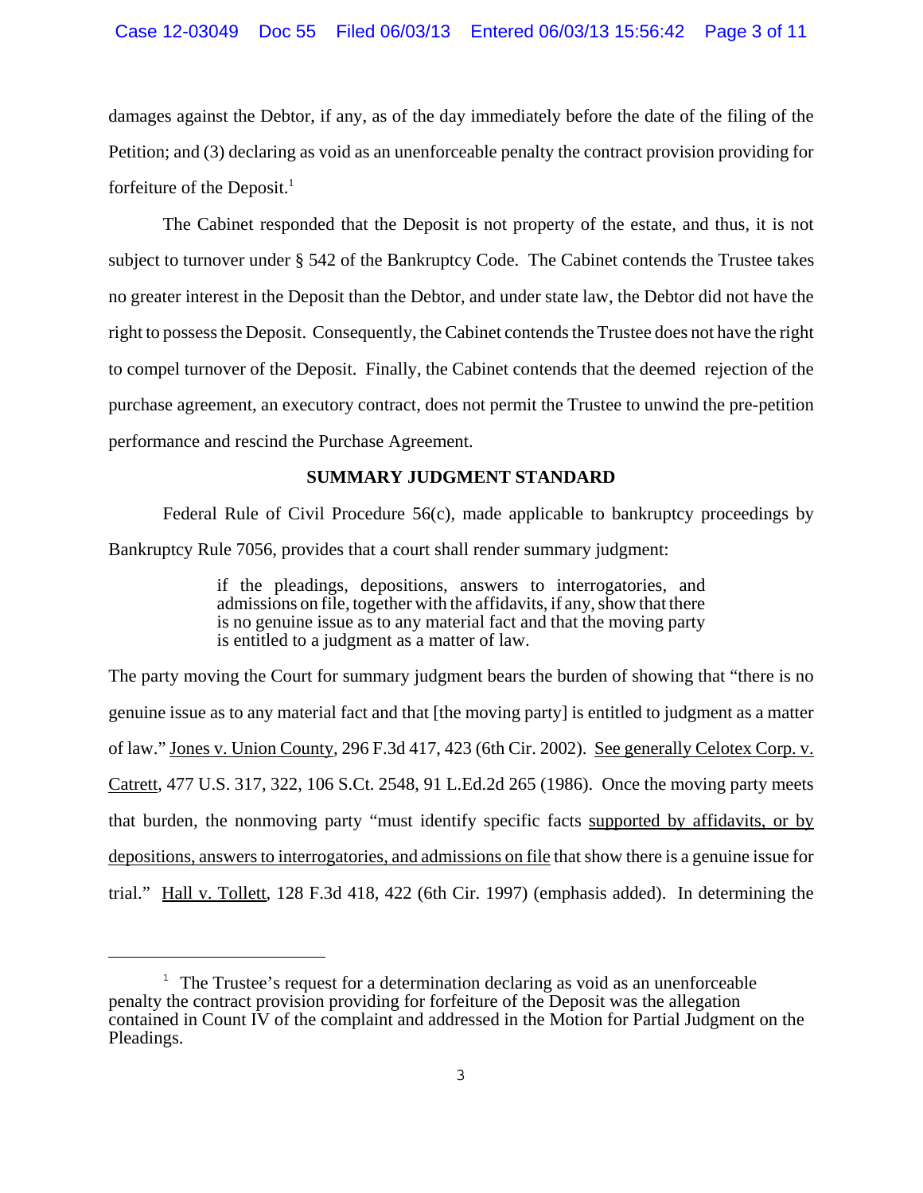damages against the Debtor, if any, as of the day immediately before the date of the filing of the Petition; and (3) declaring as void as an unenforceable penalty the contract provision providing for forfeiture of the Deposit.[1]

The Cabinet responded that the Deposit is not property of the estate, and thus, it is not subject to turnover under § 542 of the Bankruptcy Code. The Cabinet contends the Trustee takes no greater interest in the Deposit than the Debtor, and under state law, the Debtor did not have the right to possess the Deposit. Consequently, the Cabinet contends the Trustee does not have the right to compel turnover of the Deposit. Finally, the Cabinet contends that the deemed rejection of the purchase agreement, an executory contract, does not permit the Trustee to unwind the pre-petition performance and rescind the Purchase Agreement.

## SUMMARY JUDGMENT STANDARD

Federal Rule of Civil Procedure 56(c), made applicable to bankruptcy proceedings by Bankruptcy Rule 7056, provides that a court shall render summary judgment:

> if the pleadings, depositions, answers to interrogatories, and admissions on file, together with the affidavits, if any, show that there is no genuine issue as to any material fact and that the moving party is entitled to a judgment as a matter of law.

The party moving the Court for summary judgment bears the burden of showing that "there is no genuine issue as to any material fact and that [the moving party] is entitled to judgment as a matter of law." Jones v. Union County, 296 F.3d 417, 423 (6th Cir. 2002). See generally Celotex Corp. v. Catrett, 477 U.S. 317, 322, 106 S.Ct. 2548, 91 L.Ed.2d 265 (1986). Once the moving party meets that burden, the nonmoving party "must identify specific facts supported by affidavits, or by depositions, answers to interrogatories, and admissions on file that show there is a genuine issue for trial." Hall v. Tollett, 128 F.3d 418, 422 (6th Cir. 1997) (emphasis added). In determining the

---

[1] The Trustee's request for a determination declaring as void as an unenforceable penalty the contract provision providing for forfeiture of the Deposit was the allegation contained in Count IV of the complaint and addressed in the Motion for Partial Judgment on the Pleadings.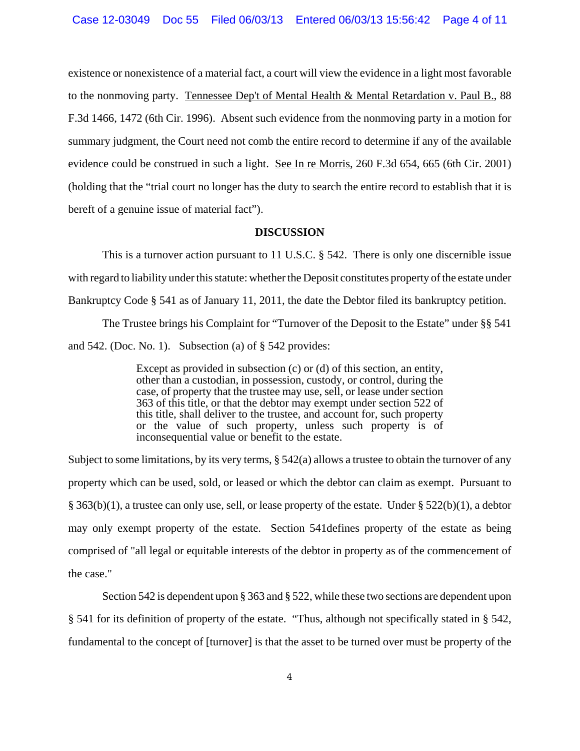existence or nonexistence of a material fact, a court will view the evidence in a light most favorable to the nonmoving party. Tennessee Dep't of Mental Health & Mental Retardation v. Paul B., 88 F.3d 1466, 1472 (6th Cir. 1996). Absent such evidence from the nonmoving party in a motion for summary judgment, the Court need not comb the entire record to determine if any of the available evidence could be construed in such a light. See In re Morris, 260 F.3d 654, 665 (6th Cir. 2001) (holding that the "trial court no longer has the duty to search the entire record to establish that it is bereft of a genuine issue of material fact").

**DISCUSSION**

This is a turnover action pursuant to 11 U.S.C. § 542. There is only one discernible issue with regard to liability under this statute: whether the Deposit constitutes property of the estate under Bankruptcy Code § 541 as of January 11, 2011, the date the Debtor filed its bankruptcy petition.

The Trustee brings his Complaint for "Turnover of the Deposit to the Estate" under §§ 541 and 542. (Doc. No. 1). Subsection (a) of § 542 provides:

> Except as provided in subsection (c) or (d) of this section, an entity, other than a custodian, in possession, custody, or control, during the case, of property that the trustee may use, sell, or lease under section 363 of this title, or that the debtor may exempt under section 522 of this title, shall deliver to the trustee, and account for, such property or the value of such property, unless such property is of inconsequential value or benefit to the estate.

Subject to some limitations, by its very terms, § 542(a) allows a trustee to obtain the turnover of any property which can be used, sold, or leased or which the debtor can claim as exempt. Pursuant to § 363(b)(1), a trustee can only use, sell, or lease property of the estate. Under § 522(b)(1), a debtor may only exempt property of the estate. Section 541defines property of the estate as being comprised of "all legal or equitable interests of the debtor in property as of the commencement of the case."

Section 542 is dependent upon § 363 and § 522, while these two sections are dependent upon § 541 for its definition of property of the estate. "Thus, although not specifically stated in § 542, fundamental to the concept of [turnover] is that the asset to be turned over must be property of the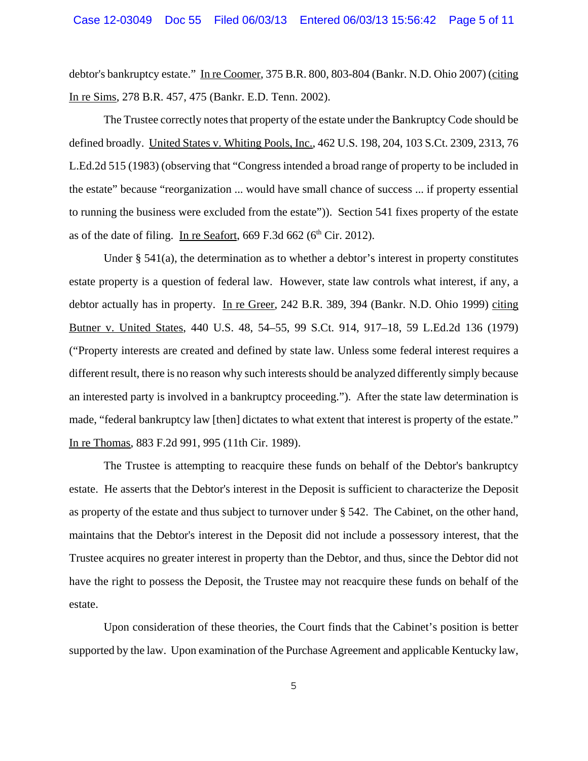debtor's bankruptcy estate." In re Coomer, 375 B.R. 800, 803-804 (Bankr. N.D. Ohio 2007) (citing In re Sims, 278 B.R. 457, 475 (Bankr. E.D. Tenn. 2002).

The Trustee correctly notes that property of the estate under the Bankruptcy Code should be defined broadly. United States v. Whiting Pools, Inc., 462 U.S. 198, 204, 103 S.Ct. 2309, 2313, 76 L.Ed.2d 515 (1983) (observing that "Congress intended a broad range of property to be included in the estate" because "reorganization ... would have small chance of success ... if property essential to running the business were excluded from the estate")). Section 541 fixes property of the estate as of the date of filing. In re Seafort, 669 F.3d 662 (6th Cir. 2012).

Under § 541(a), the determination as to whether a debtor's interest in property constitutes estate property is a question of federal law. However, state law controls what interest, if any, a debtor actually has in property. In re Greer, 242 B.R. 389, 394 (Bankr. N.D. Ohio 1999) citing Butner v. United States, 440 U.S. 48, 54–55, 99 S.Ct. 914, 917–18, 59 L.Ed.2d 136 (1979) ("Property interests are created and defined by state law. Unless some federal interest requires a different result, there is no reason why such interests should be analyzed differently simply because an interested party is involved in a bankruptcy proceeding."). After the state law determination is made, "federal bankruptcy law [then] dictates to what extent that interest is property of the estate." In re Thomas, 883 F.2d 991, 995 (11th Cir. 1989).

The Trustee is attempting to reacquire these funds on behalf of the Debtor's bankruptcy estate. He asserts that the Debtor's interest in the Deposit is sufficient to characterize the Deposit as property of the estate and thus subject to turnover under § 542. The Cabinet, on the other hand, maintains that the Debtor's interest in the Deposit did not include a possessory interest, that the Trustee acquires no greater interest in property than the Debtor, and thus, since the Debtor did not have the right to possess the Deposit, the Trustee may not reacquire these funds on behalf of the estate.

Upon consideration of these theories, the Court finds that the Cabinet's position is better supported by the law. Upon examination of the Purchase Agreement and applicable Kentucky law,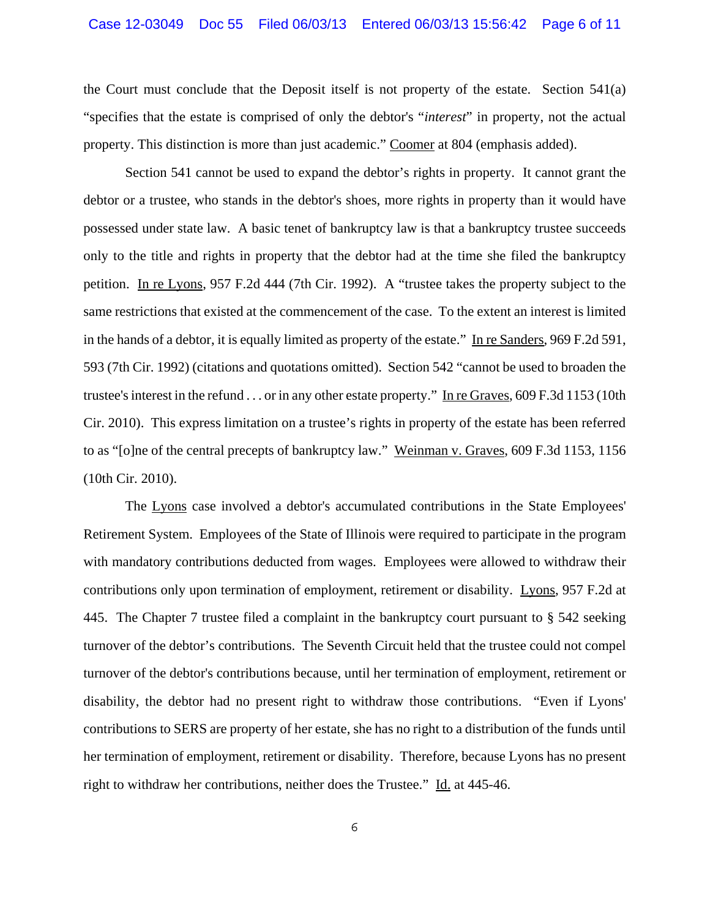the Court must conclude that the Deposit itself is not property of the estate. Section 541(a) "specifies that the estate is comprised of only the debtor's "*interest*" in property, not the actual property. This distinction is more than just academic." Coomer at 804 (emphasis added).

Section 541 cannot be used to expand the debtor's rights in property. It cannot grant the debtor or a trustee, who stands in the debtor's shoes, more rights in property than it would have possessed under state law. A basic tenet of bankruptcy law is that a bankruptcy trustee succeeds only to the title and rights in property that the debtor had at the time she filed the bankruptcy petition. In re Lyons, 957 F.2d 444 (7th Cir. 1992). A "trustee takes the property subject to the same restrictions that existed at the commencement of the case. To the extent an interest is limited in the hands of a debtor, it is equally limited as property of the estate." In re Sanders, 969 F.2d 591, 593 (7th Cir. 1992) (citations and quotations omitted). Section 542 "cannot be used to broaden the trustee's interest in the refund . . . or in any other estate property." In re Graves, 609 F.3d 1153 (10th Cir. 2010). This express limitation on a trustee's rights in property of the estate has been referred to as "[o]ne of the central precepts of bankruptcy law." Weinman v. Graves, 609 F.3d 1153, 1156 (10th Cir. 2010).

The Lyons case involved a debtor's accumulated contributions in the State Employees' Retirement System. Employees of the State of Illinois were required to participate in the program with mandatory contributions deducted from wages. Employees were allowed to withdraw their contributions only upon termination of employment, retirement or disability. Lyons, 957 F.2d at 445. The Chapter 7 trustee filed a complaint in the bankruptcy court pursuant to § 542 seeking turnover of the debtor's contributions. The Seventh Circuit held that the trustee could not compel turnover of the debtor's contributions because, until her termination of employment, retirement or disability, the debtor had no present right to withdraw those contributions. "Even if Lyons' contributions to SERS are property of her estate, she has no right to a distribution of the funds until her termination of employment, retirement or disability. Therefore, because Lyons has no present right to withdraw her contributions, neither does the Trustee." Id. at 445-46.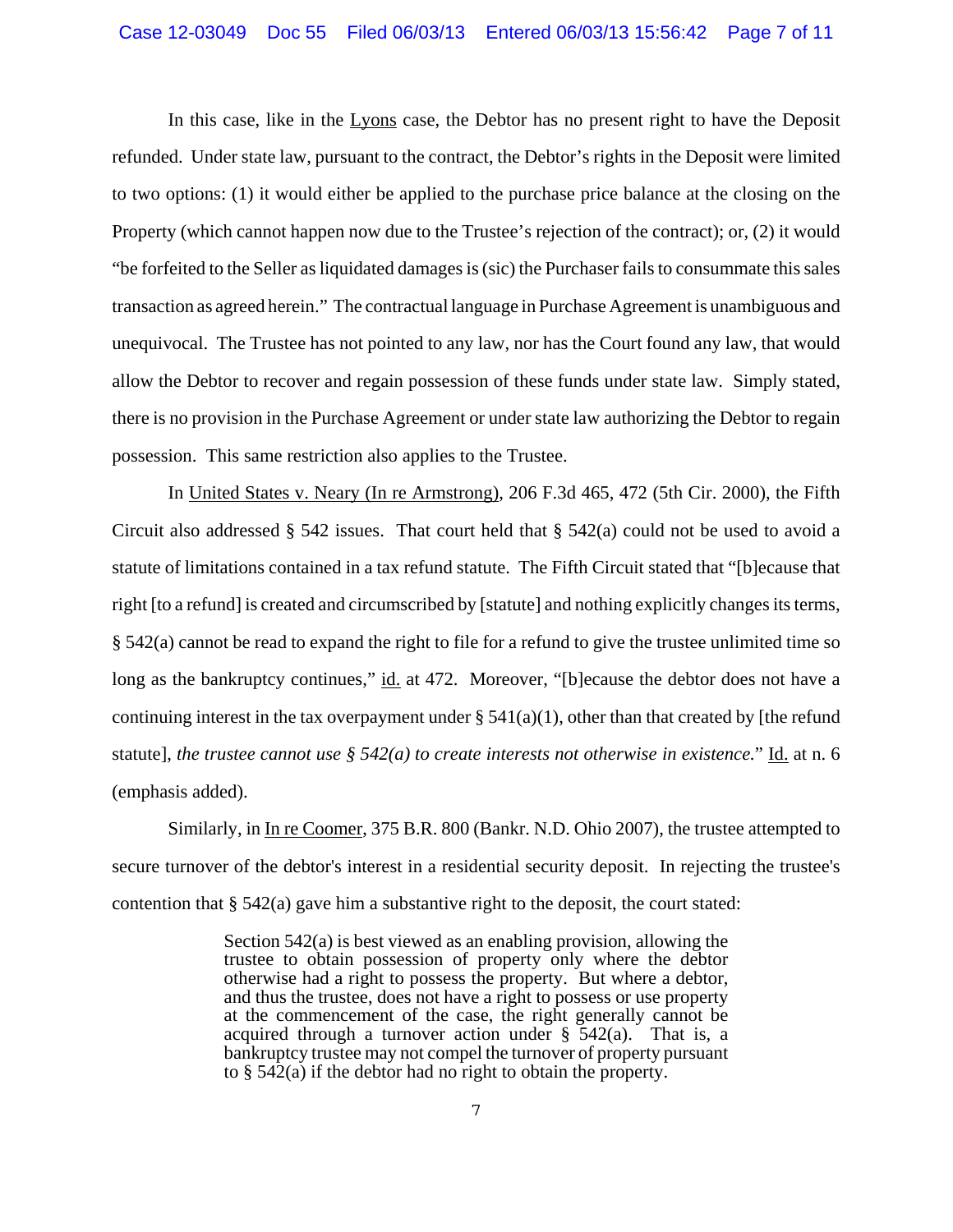In this case, like in the Lyons case, the Debtor has no present right to have the Deposit refunded. Under state law, pursuant to the contract, the Debtor's rights in the Deposit were limited to two options: (1) it would either be applied to the purchase price balance at the closing on the Property (which cannot happen now due to the Trustee's rejection of the contract); or, (2) it would "be forfeited to the Seller as liquidated damages is (sic) the Purchaser fails to consummate this sales transaction as agreed herein." The contractual language in Purchase Agreement is unambiguous and unequivocal. The Trustee has not pointed to any law, nor has the Court found any law, that would allow the Debtor to recover and regain possession of these funds under state law. Simply stated, there is no provision in the Purchase Agreement or under state law authorizing the Debtor to regain possession. This same restriction also applies to the Trustee.

In United States v. Neary (In re Armstrong), 206 F.3d 465, 472 (5th Cir. 2000), the Fifth Circuit also addressed § 542 issues. That court held that § 542(a) could not be used to avoid a statute of limitations contained in a tax refund statute. The Fifth Circuit stated that "[b]ecause that right [to a refund] is created and circumscribed by [statute] and nothing explicitly changes its terms, § 542(a) cannot be read to expand the right to file for a refund to give the trustee unlimited time so long as the bankruptcy continues," id. at 472. Moreover, "[b]ecause the debtor does not have a continuing interest in the tax overpayment under § 541(a)(1), other than that created by [the refund statute], *the trustee cannot use § 542(a) to create interests not otherwise in existence.*" Id. at n. 6 (emphasis added).

Similarly, in In re Coomer, 375 B.R. 800 (Bankr. N.D. Ohio 2007), the trustee attempted to secure turnover of the debtor's interest in a residential security deposit. In rejecting the trustee's contention that § 542(a) gave him a substantive right to the deposit, the court stated:

> Section 542(a) is best viewed as an enabling provision, allowing the trustee to obtain possession of property only where the debtor otherwise had a right to possess the property. But where a debtor, and thus the trustee, does not have a right to possess or use property at the commencement of the case, the right generally cannot be acquired through a turnover action under § 542(a). That is, a bankruptcy trustee may not compel the turnover of property pursuant to § 542(a) if the debtor had no right to obtain the property.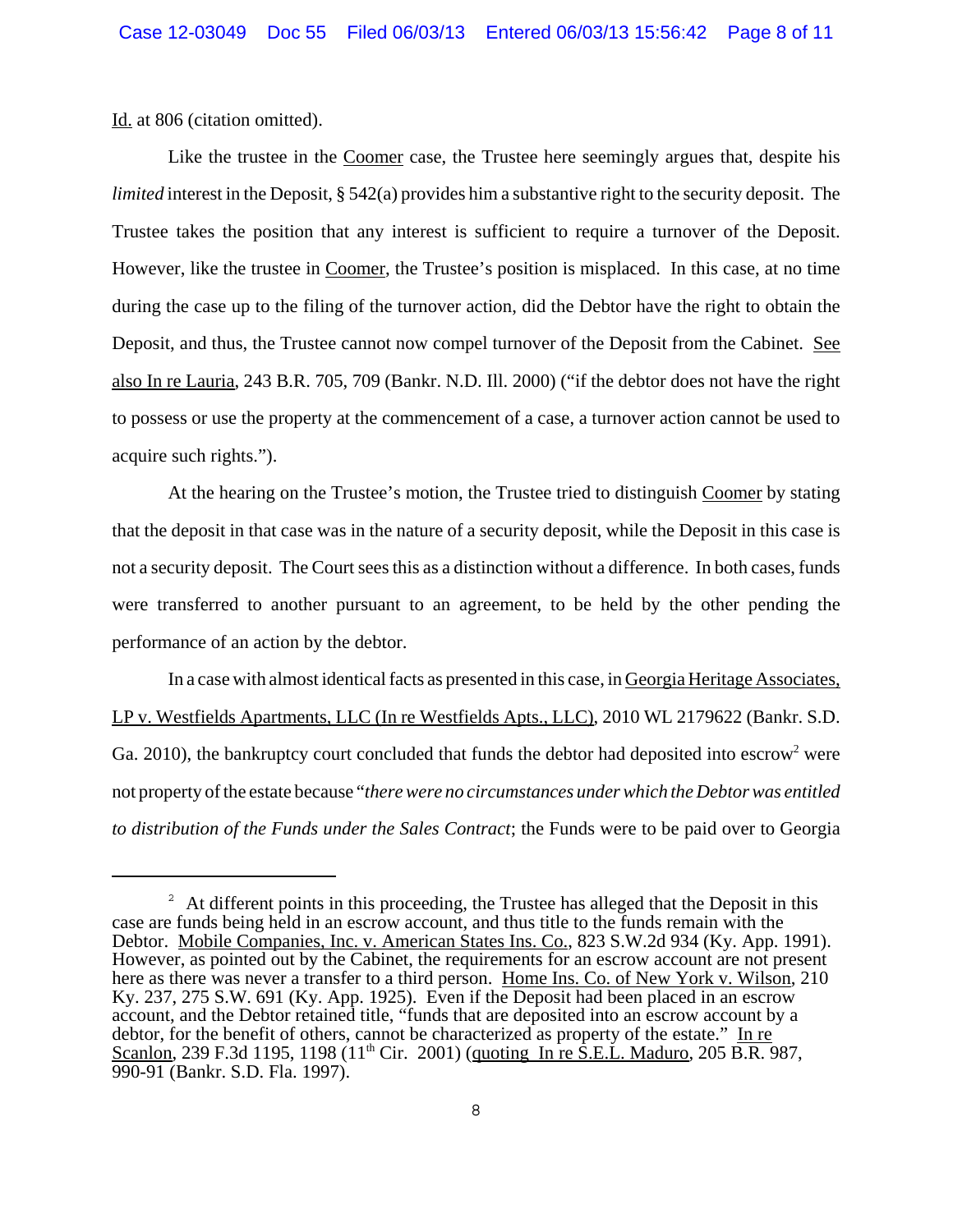Id. at 806 (citation omitted).

Like the trustee in the Coomer case, the Trustee here seemingly argues that, despite his *limited* interest in the Deposit, § 542(a) provides him a substantive right to the security deposit. The Trustee takes the position that any interest is sufficient to require a turnover of the Deposit. However, like the trustee in Coomer, the Trustee's position is misplaced. In this case, at no time during the case up to the filing of the turnover action, did the Debtor have the right to obtain the Deposit, and thus, the Trustee cannot now compel turnover of the Deposit from the Cabinet. See also In re Lauria, 243 B.R. 705, 709 (Bankr. N.D. Ill. 2000) ("if the debtor does not have the right to possess or use the property at the commencement of a case, a turnover action cannot be used to acquire such rights.").

At the hearing on the Trustee's motion, the Trustee tried to distinguish Coomer by stating that the deposit in that case was in the nature of a security deposit, while the Deposit in this case is not a security deposit. The Court sees this as a distinction without a difference. In both cases, funds were transferred to another pursuant to an agreement, to be held by the other pending the performance of an action by the debtor.

In a case with almost identical facts as presented in this case, in Georgia Heritage Associates, LP v. Westfields Apartments, LLC (In re Westfields Apts., LLC), 2010 WL 2179622 (Bankr. S.D. Ga. 2010), the bankruptcy court concluded that funds the debtor had deposited into escrow[2] were not property of the estate because "*there were no circumstances under which the Debtor was entitled to distribution of the Funds under the Sales Contract*; the Funds were to be paid over to Georgia

---

[2] At different points in this proceeding, the Trustee has alleged that the Deposit in this case are funds being held in an escrow account, and thus title to the funds remain with the Debtor. Mobile Companies, Inc. v. American States Ins. Co., 823 S.W.2d 934 (Ky. App. 1991). However, as pointed out by the Cabinet, the requirements for an escrow account are not present here as there was never a transfer to a third person. Home Ins. Co. of New York v. Wilson, 210 Ky. 237, 275 S.W. 691 (Ky. App. 1925). Even if the Deposit had been placed in an escrow account, and the Debtor retained title, "funds that are deposited into an escrow account by a debtor, for the benefit of others, cannot be characterized as property of the estate." In re Scanlon, 239 F.3d 1195, 1198 (11th Cir. 2001) (quoting In re S.E.L. Maduro, 205 B.R. 987, 990-91 (Bankr. S.D. Fla. 1997).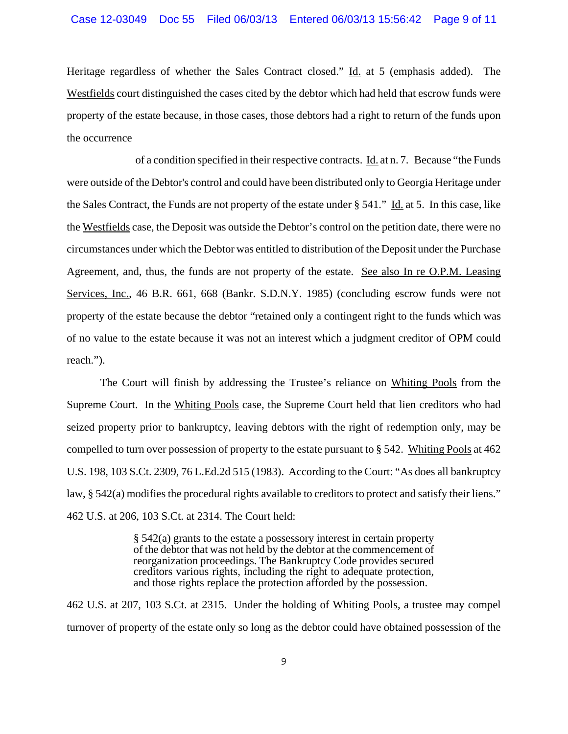Heritage regardless of whether the Sales Contract closed." Id. at 5 (emphasis added). The Westfields court distinguished the cases cited by the debtor which had held that escrow funds were property of the estate because, in those cases, those debtors had a right to return of the funds upon the occurrence of a condition specified in their respective contracts. Id. at n. 7. Because "the Funds were outside of the Debtor's control and could have been distributed only to Georgia Heritage under the Sales Contract, the Funds are not property of the estate under § 541." Id. at 5. In this case, like the Westfields case, the Deposit was outside the Debtor's control on the petition date, there were no circumstances under which the Debtor was entitled to distribution of the Deposit under the Purchase Agreement, and, thus, the funds are not property of the estate. See also In re O.P.M. Leasing Services, Inc., 46 B.R. 661, 668 (Bankr. S.D.N.Y. 1985) (concluding escrow funds were not property of the estate because the debtor "retained only a contingent right to the funds which was of no value to the estate because it was not an interest which a judgment creditor of OPM could reach.").

The Court will finish by addressing the Trustee's reliance on Whiting Pools from the Supreme Court. In the Whiting Pools case, the Supreme Court held that lien creditors who had seized property prior to bankruptcy, leaving debtors with the right of redemption only, may be compelled to turn over possession of property to the estate pursuant to § 542. Whiting Pools at 462 U.S. 198, 103 S.Ct. 2309, 76 L.Ed.2d 515 (1983). According to the Court: "As does all bankruptcy law, § 542(a) modifies the procedural rights available to creditors to protect and satisfy their liens." 462 U.S. at 206, 103 S.Ct. at 2314. The Court held:

> § 542(a) grants to the estate a possessory interest in certain property of the debtor that was not held by the debtor at the commencement of reorganization proceedings. The Bankruptcy Code provides secured creditors various rights, including the right to adequate protection, and those rights replace the protection afforded by the possession.

462 U.S. at 207, 103 S.Ct. at 2315. Under the holding of Whiting Pools, a trustee may compel turnover of property of the estate only so long as the debtor could have obtained possession of the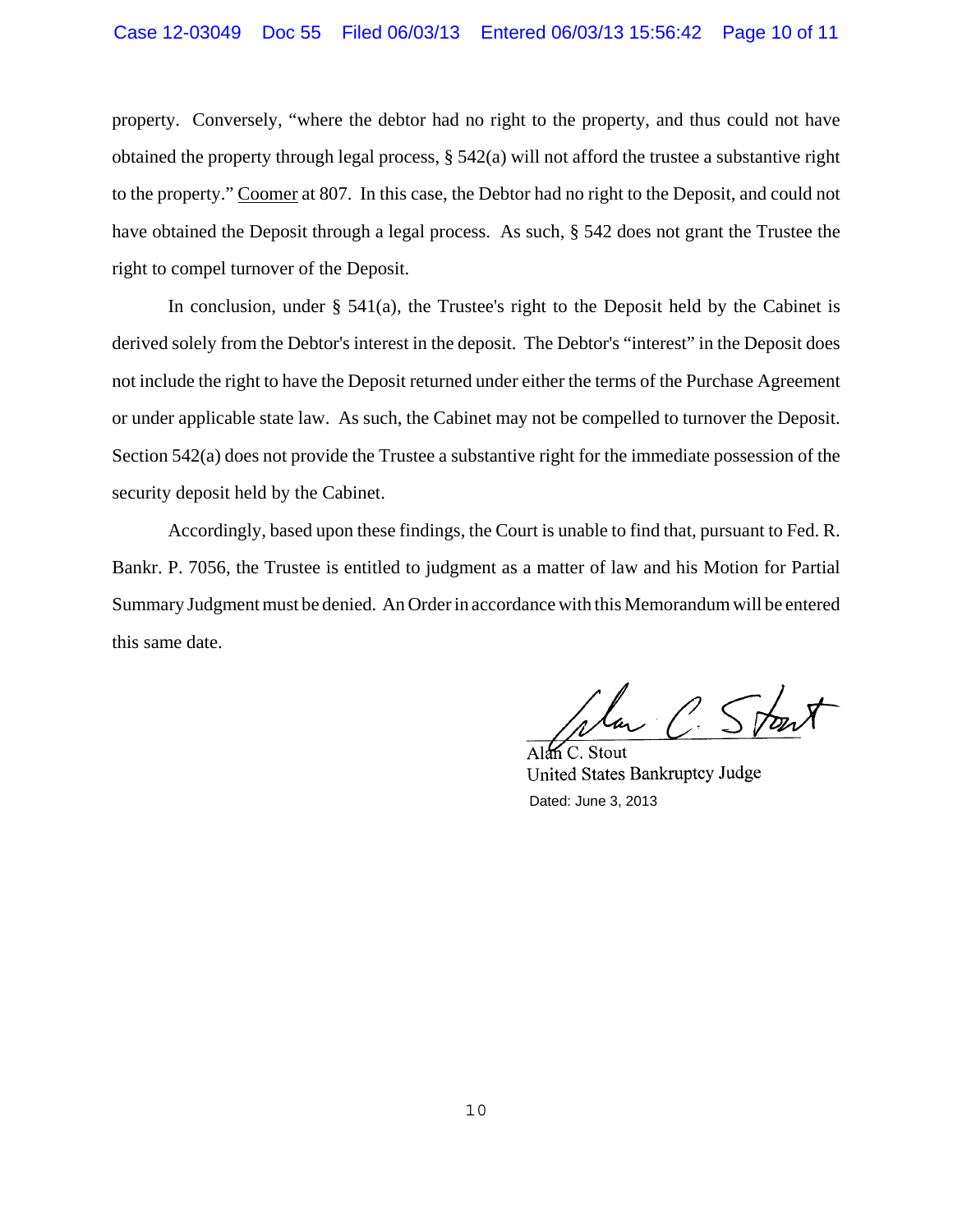property. Conversely, "where the debtor had no right to the property, and thus could not have obtained the property through legal process, § 542(a) will not afford the trustee a substantive right to the property." Coomer at 807. In this case, the Debtor had no right to the Deposit, and could not have obtained the Deposit through a legal process. As such, § 542 does not grant the Trustee the right to compel turnover of the Deposit.

In conclusion, under § 541(a), the Trustee's right to the Deposit held by the Cabinet is derived solely from the Debtor's interest in the deposit. The Debtor's "interest" in the Deposit does not include the right to have the Deposit returned under either the terms of the Purchase Agreement or under applicable state law. As such, the Cabinet may not be compelled to turnover the Deposit. Section 542(a) does not provide the Trustee a substantive right for the immediate possession of the security deposit held by the Cabinet.

Accordingly, based upon these findings, the Court is unable to find that, pursuant to Fed. R. Bankr. P. 7056, the Trustee is entitled to judgment as a matter of law and his Motion for Partial Summary Judgment must be denied. An Order in accordance with this Memorandum will be entered this same date.

Alan C. Stout
United States Bankruptcy Judge
Dated: June 3, 2013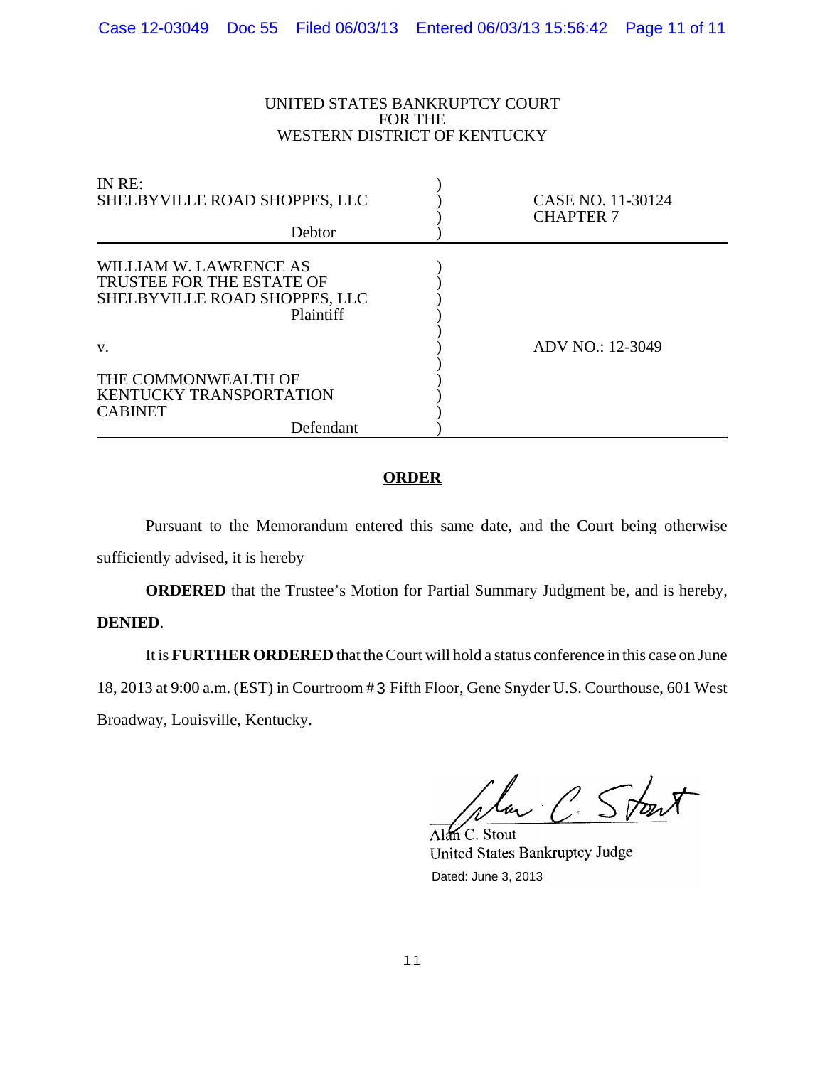UNITED STATES BANKRUPTCY COURT
FOR THE
WESTERN DISTRICT OF KENTUCKY

| | | |
|---|---|---|
| IN RE: SHELBYVILLE ROAD SHOPPES, LLC<br>Debtor | ) | CASE NO. 11-30124<br>CHAPTER 7 |
| WILLIAM W. LAWRENCE AS TRUSTEE FOR THE ESTATE OF SHELBYVILLE ROAD SHOPPES, LLC<br>Plaintiff<br><br>v.<br><br>THE COMMONWEALTH OF KENTUCKY TRANSPORTATION CABINET<br>Defendant | ) | ADV NO.: 12-3049 |

## ORDER

Pursuant to the Memorandum entered this same date, and the Court being otherwise sufficiently advised, it is hereby

**ORDERED** that the Trustee's Motion for Partial Summary Judgment be, and is hereby, **DENIED**.

It is **FURTHER ORDERED** that the Court will hold a status conference in this case on June 18, 2013 at 9:00 a.m. (EST) in Courtroom #3 Fifth Floor, Gene Snyder U.S. Courthouse, 601 West Broadway, Louisville, Kentucky.

Alan C. Stout
United States Bankruptcy Judge
Dated: June 3, 2013